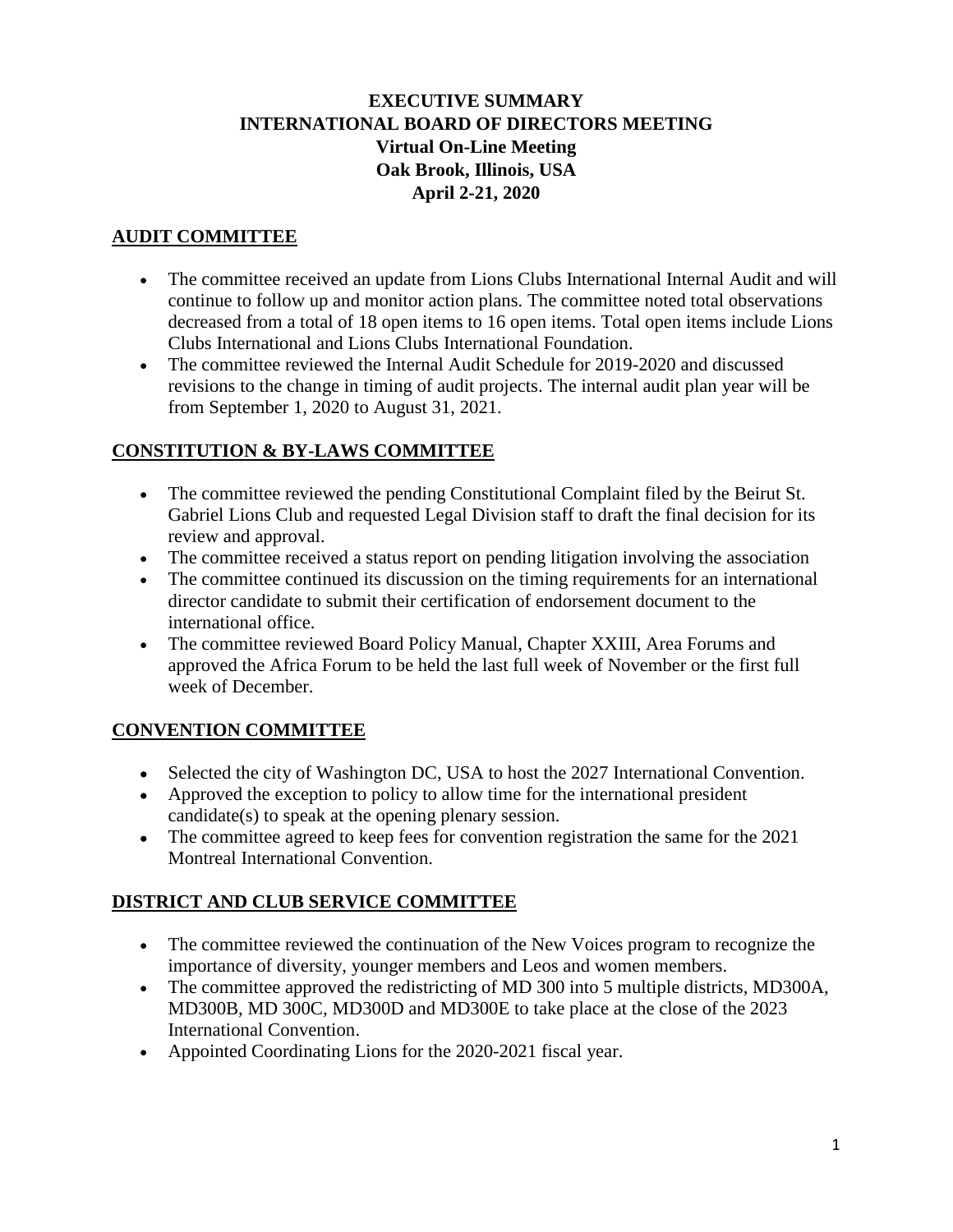# EXECUTIVE SUMMARY
# INTERNATIONAL BOARD OF DIRECTORS MEETING
## Virtual On-Line Meeting
## Oak Brook, Illinois, USA
## April 2-21, 2020

## AUDIT COMMITTEE

- The committee received an update from Lions Clubs International Internal Audit and will continue to follow up and monitor action plans. The committee noted total observations decreased from a total of 18 open items to 16 open items. Total open items include Lions Clubs International and Lions Clubs International Foundation.
- The committee reviewed the Internal Audit Schedule for 2019-2020 and discussed revisions to the change in timing of audit projects. The internal audit plan year will be from September 1, 2020 to August 31, 2021.

## CONSTITUTION & BY-LAWS COMMITTEE

- The committee reviewed the pending Constitutional Complaint filed by the Beirut St. Gabriel Lions Club and requested Legal Division staff to draft the final decision for its review and approval.
- The committee received a status report on pending litigation involving the association
- The committee continued its discussion on the timing requirements for an international director candidate to submit their certification of endorsement document to the international office.
- The committee reviewed Board Policy Manual, Chapter XXIII, Area Forums and approved the Africa Forum to be held the last full week of November or the first full week of December.

## CONVENTION COMMITTEE

- Selected the city of Washington DC, USA to host the 2027 International Convention.
- Approved the exception to policy to allow time for the international president candidate(s) to speak at the opening plenary session.
- The committee agreed to keep fees for convention registration the same for the 2021 Montreal International Convention.

## DISTRICT AND CLUB SERVICE COMMITTEE

- The committee reviewed the continuation of the New Voices program to recognize the importance of diversity, younger members and Leos and women members.
- The committee approved the redistricting of MD 300 into 5 multiple districts, MD300A, MD300B, MD 300C, MD300D and MD300E to take place at the close of the 2023 International Convention.
- Appointed Coordinating Lions for the 2020-2021 fiscal year.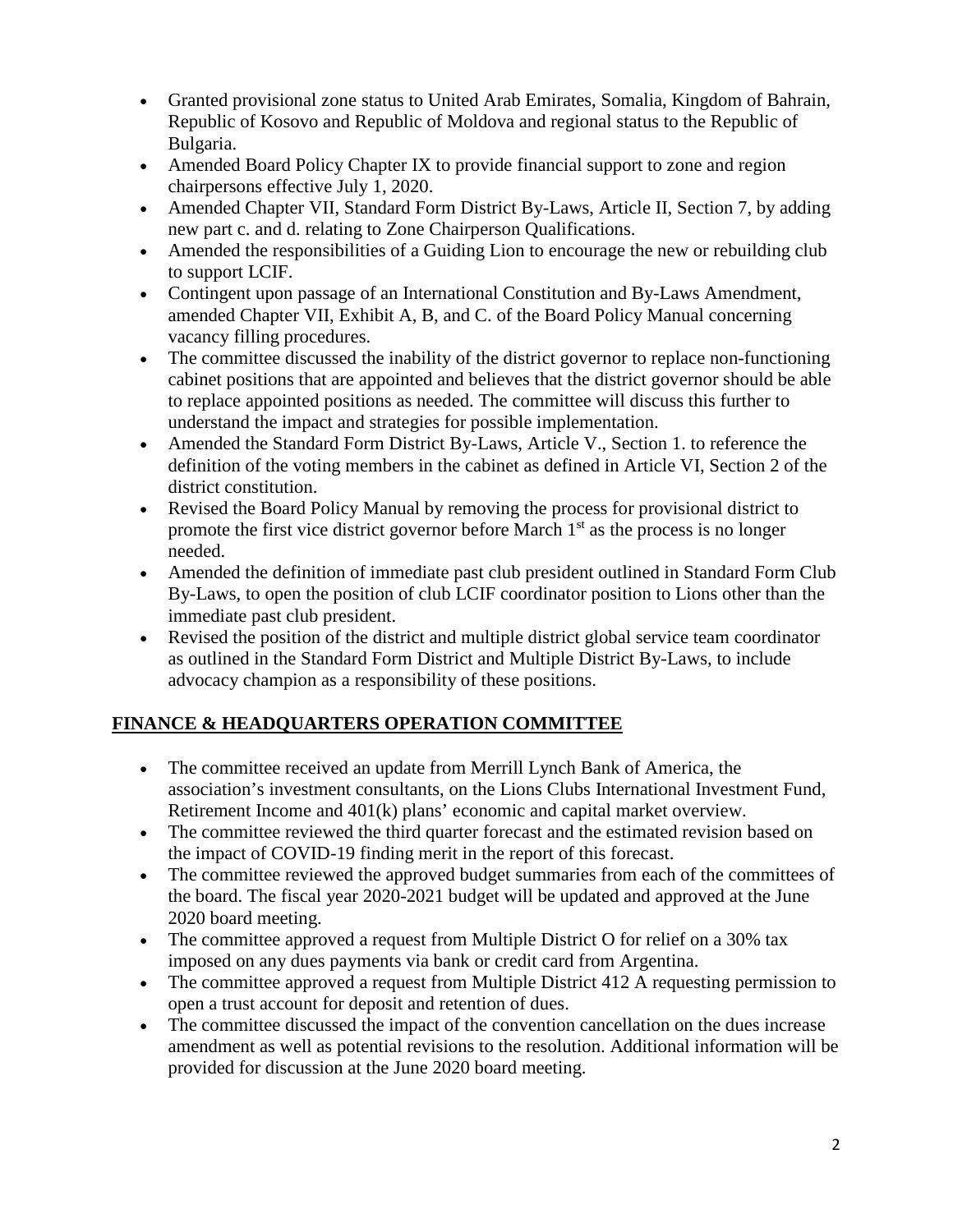- Granted provisional zone status to United Arab Emirates, Somalia, Kingdom of Bahrain, Republic of Kosovo and Republic of Moldova and regional status to the Republic of Bulgaria.
- Amended Board Policy Chapter IX to provide financial support to zone and region chairpersons effective July 1, 2020.
- Amended Chapter VII, Standard Form District By-Laws, Article II, Section 7, by adding new part c. and d. relating to Zone Chairperson Qualifications.
- Amended the responsibilities of a Guiding Lion to encourage the new or rebuilding club to support LCIF.
- Contingent upon passage of an International Constitution and By-Laws Amendment, amended Chapter VII, Exhibit A, B, and C. of the Board Policy Manual concerning vacancy filling procedures.
- The committee discussed the inability of the district governor to replace non-functioning cabinet positions that are appointed and believes that the district governor should be able to replace appointed positions as needed. The committee will discuss this further to understand the impact and strategies for possible implementation.
- Amended the Standard Form District By-Laws, Article V., Section 1. to reference the definition of the voting members in the cabinet as defined in Article VI, Section 2 of the district constitution.
- Revised the Board Policy Manual by removing the process for provisional district to promote the first vice district governor before March 1st as the process is no longer needed.
- Amended the definition of immediate past club president outlined in Standard Form Club By-Laws, to open the position of club LCIF coordinator position to Lions other than the immediate past club president.
- Revised the position of the district and multiple district global service team coordinator as outlined in the Standard Form District and Multiple District By-Laws, to include advocacy champion as a responsibility of these positions.

## FINANCE & HEADQUARTERS OPERATION COMMITTEE

- The committee received an update from Merrill Lynch Bank of America, the association's investment consultants, on the Lions Clubs International Investment Fund, Retirement Income and 401(k) plans' economic and capital market overview.
- The committee reviewed the third quarter forecast and the estimated revision based on the impact of COVID-19 finding merit in the report of this forecast.
- The committee reviewed the approved budget summaries from each of the committees of the board. The fiscal year 2020-2021 budget will be updated and approved at the June 2020 board meeting.
- The committee approved a request from Multiple District O for relief on a 30% tax imposed on any dues payments via bank or credit card from Argentina.
- The committee approved a request from Multiple District 412 A requesting permission to open a trust account for deposit and retention of dues.
- The committee discussed the impact of the convention cancellation on the dues increase amendment as well as potential revisions to the resolution. Additional information will be provided for discussion at the June 2020 board meeting.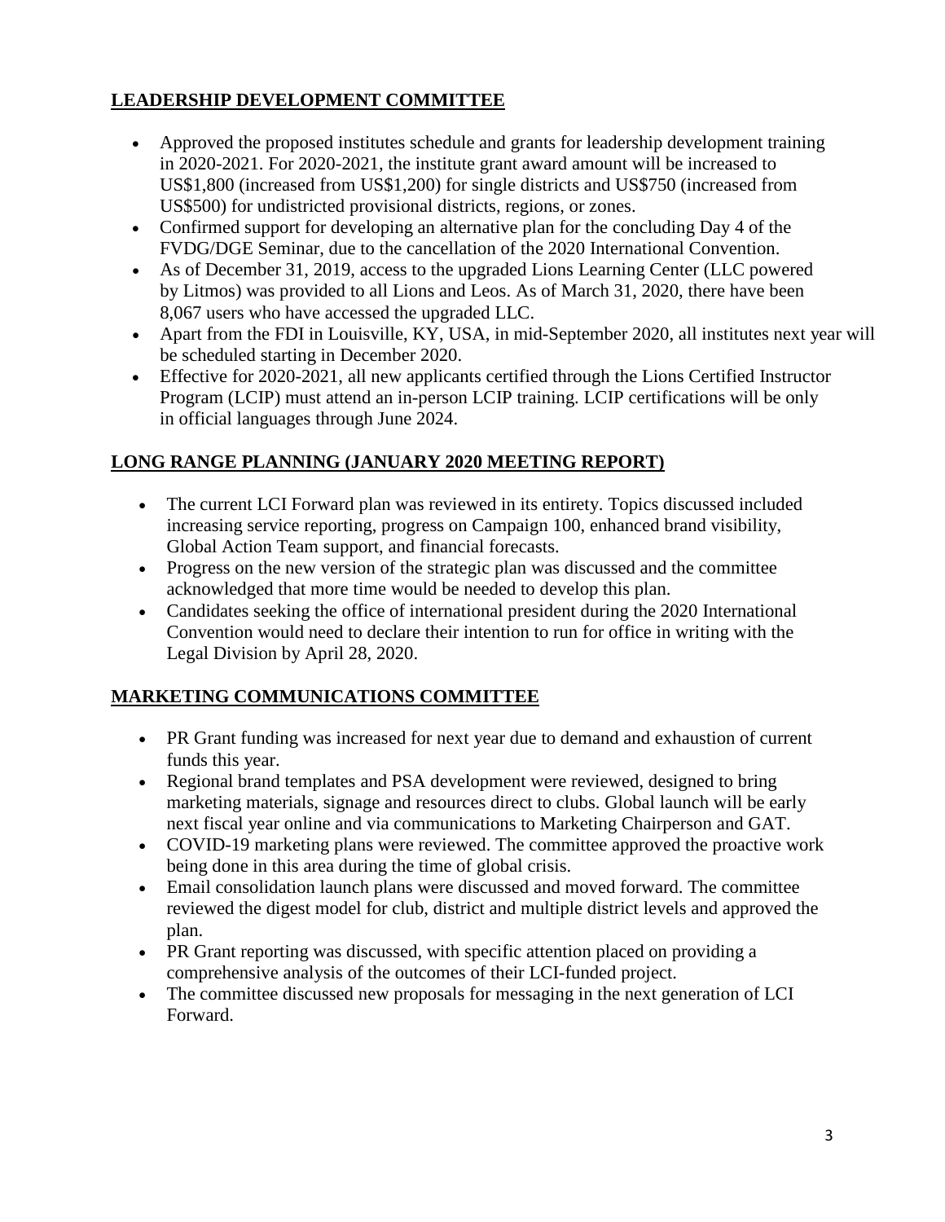## LEADERSHIP DEVELOPMENT COMMITTEE

- Approved the proposed institutes schedule and grants for leadership development training in 2020-2021. For 2020-2021, the institute grant award amount will be increased to US$1,800 (increased from US$1,200) for single districts and US$750 (increased from US$500) for undistricted provisional districts, regions, or zones.
- Confirmed support for developing an alternative plan for the concluding Day 4 of the FVDG/DGE Seminar, due to the cancellation of the 2020 International Convention.
- As of December 31, 2019, access to the upgraded Lions Learning Center (LLC powered by Litmos) was provided to all Lions and Leos. As of March 31, 2020, there have been 8,067 users who have accessed the upgraded LLC.
- Apart from the FDI in Louisville, KY, USA, in mid-September 2020, all institutes next year will be scheduled starting in December 2020.
- Effective for 2020-2021, all new applicants certified through the Lions Certified Instructor Program (LCIP) must attend an in-person LCIP training. LCIP certifications will be only in official languages through June 2024.

## LONG RANGE PLANNING (JANUARY 2020 MEETING REPORT)

- The current LCI Forward plan was reviewed in its entirety. Topics discussed included increasing service reporting, progress on Campaign 100, enhanced brand visibility, Global Action Team support, and financial forecasts.
- Progress on the new version of the strategic plan was discussed and the committee acknowledged that more time would be needed to develop this plan.
- Candidates seeking the office of international president during the 2020 International Convention would need to declare their intention to run for office in writing with the Legal Division by April 28, 2020.

## MARKETING COMMUNICATIONS COMMITTEE

- PR Grant funding was increased for next year due to demand and exhaustion of current funds this year.
- Regional brand templates and PSA development were reviewed, designed to bring marketing materials, signage and resources direct to clubs. Global launch will be early next fiscal year online and via communications to Marketing Chairperson and GAT.
- COVID-19 marketing plans were reviewed. The committee approved the proactive work being done in this area during the time of global crisis.
- Email consolidation launch plans were discussed and moved forward. The committee reviewed the digest model for club, district and multiple district levels and approved the plan.
- PR Grant reporting was discussed, with specific attention placed on providing a comprehensive analysis of the outcomes of their LCI-funded project.
- The committee discussed new proposals for messaging in the next generation of LCI Forward.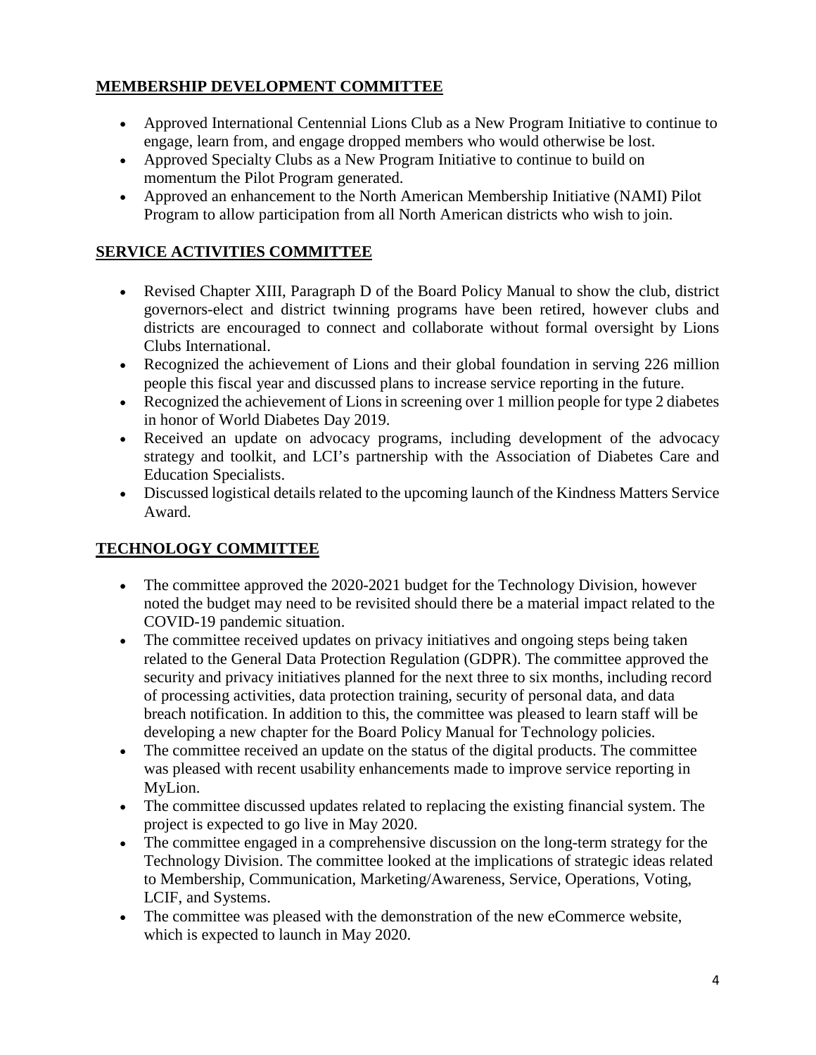## MEMBERSHIP DEVELOPMENT COMMITTEE

- Approved International Centennial Lions Club as a New Program Initiative to continue to engage, learn from, and engage dropped members who would otherwise be lost.
- Approved Specialty Clubs as a New Program Initiative to continue to build on momentum the Pilot Program generated.
- Approved an enhancement to the North American Membership Initiative (NAMI) Pilot Program to allow participation from all North American districts who wish to join.

## SERVICE ACTIVITIES COMMITTEE

- Revised Chapter XIII, Paragraph D of the Board Policy Manual to show the club, district governors-elect and district twinning programs have been retired, however clubs and districts are encouraged to connect and collaborate without formal oversight by Lions Clubs International.
- Recognized the achievement of Lions and their global foundation in serving 226 million people this fiscal year and discussed plans to increase service reporting in the future.
- Recognized the achievement of Lions in screening over 1 million people for type 2 diabetes in honor of World Diabetes Day 2019.
- Received an update on advocacy programs, including development of the advocacy strategy and toolkit, and LCI's partnership with the Association of Diabetes Care and Education Specialists.
- Discussed logistical details related to the upcoming launch of the Kindness Matters Service Award.

## TECHNOLOGY COMMITTEE

- The committee approved the 2020-2021 budget for the Technology Division, however noted the budget may need to be revisited should there be a material impact related to the COVID-19 pandemic situation.
- The committee received updates on privacy initiatives and ongoing steps being taken related to the General Data Protection Regulation (GDPR). The committee approved the security and privacy initiatives planned for the next three to six months, including record of processing activities, data protection training, security of personal data, and data breach notification. In addition to this, the committee was pleased to learn staff will be developing a new chapter for the Board Policy Manual for Technology policies.
- The committee received an update on the status of the digital products. The committee was pleased with recent usability enhancements made to improve service reporting in MyLion.
- The committee discussed updates related to replacing the existing financial system. The project is expected to go live in May 2020.
- The committee engaged in a comprehensive discussion on the long-term strategy for the Technology Division. The committee looked at the implications of strategic ideas related to Membership, Communication, Marketing/Awareness, Service, Operations, Voting, LCIF, and Systems.
- The committee was pleased with the demonstration of the new eCommerce website, which is expected to launch in May 2020.